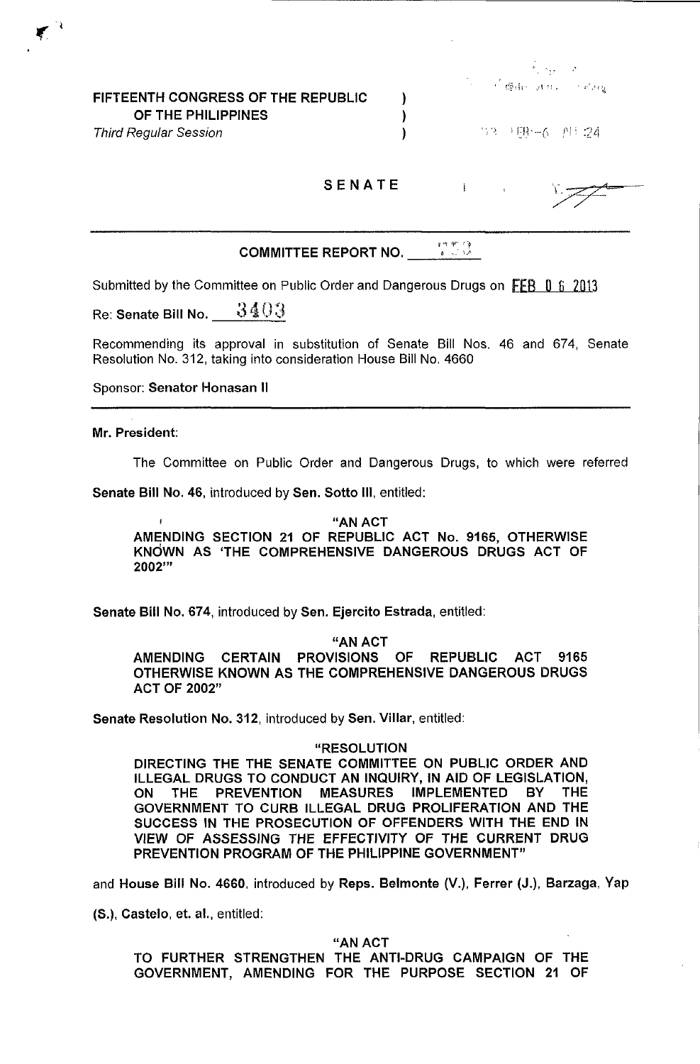FIFTEENTH CONGRESS OF THE REPUBLIC OF THE PHILIPPINES )
*Third Regular Session* )

## SENATE

## COMMITTEE REPORT NO. 370

Submitted by the Committee on Public Order and Dangerous Drugs on FEB 06 2013

Re: **Senate Bill No. 3403**

Recommending its approval in substitution of Senate Bill Nos. 46 and 674, Senate Resolution No. 312, taking into consideration House Bill No. 4660

Sponsor: **Senator Honasan II**

---

**Mr. President:**

The Committee on Public Order and Dangerous Drugs, to which were referred

**Senate Bill No. 46**, introduced by **Sen. Sotto III**, entitled:

> **"AN ACT**
> **AMENDING SECTION 21 OF REPUBLIC ACT No. 9165, OTHERWISE KNOWN AS 'THE COMPREHENSIVE DANGEROUS DRUGS ACT OF 2002'"**

**Senate Bill No. 674**, introduced by **Sen. Ejercito Estrada**, entitled:

> **"AN ACT**
> **AMENDING CERTAIN PROVISIONS OF REPUBLIC ACT 9165 OTHERWISE KNOWN AS THE COMPREHENSIVE DANGEROUS DRUGS ACT OF 2002"**

**Senate Resolution No. 312**, introduced by **Sen. Villar**, entitled:

> **"RESOLUTION**
> **DIRECTING THE THE SENATE COMMITTEE ON PUBLIC ORDER AND ILLEGAL DRUGS TO CONDUCT AN INQUIRY, IN AID OF LEGISLATION, ON THE PREVENTION MEASURES IMPLEMENTED BY THE GOVERNMENT TO CURB ILLEGAL DRUG PROLIFERATION AND THE SUCCESS IN THE PROSECUTION OF OFFENDERS WITH THE END IN VIEW OF ASSESSING THE EFFECTIVITY OF THE CURRENT DRUG PREVENTION PROGRAM OF THE PHILIPPINE GOVERNMENT"**

and **House Bill No. 4660**, introduced by **Reps. Belmonte (V.), Ferrer (J.), Barzaga, Yap (S.), Castelo, et. al.**, entitled:

> **"AN ACT**
> **TO FURTHER STRENGTHEN THE ANTI-DRUG CAMPAIGN OF THE GOVERNMENT, AMENDING FOR THE PURPOSE SECTION 21 OF**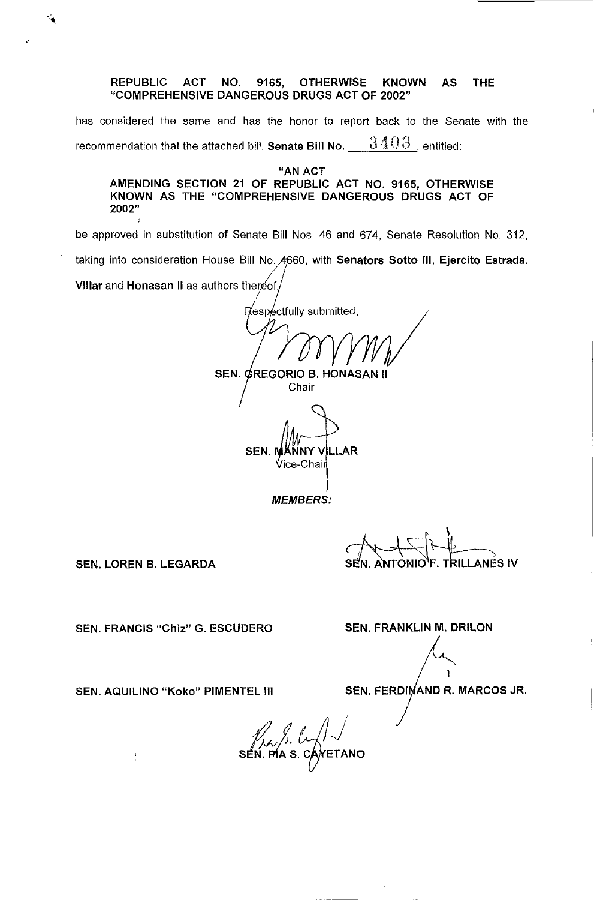**REPUBLIC ACT NO. 9165, OTHERWISE KNOWN AS THE "COMPREHENSIVE DANGEROUS DRUGS ACT OF 2002"**

has considered the same and has the honor to report back to the Senate with the recommendation that the attached bill, **Senate Bill No.** 3403, entitled:

**"AN ACT**
**AMENDING SECTION 21 OF REPUBLIC ACT NO. 9165, OTHERWISE KNOWN AS THE "COMPREHENSIVE DANGEROUS DRUGS ACT OF 2002"**

be approved in substitution of Senate Bill Nos. 46 and 674, Senate Resolution No. 312, taking into consideration House Bill No. 4660, with **Senators Sotto III, Ejercito Estrada, Villar** and **Honasan II** as authors thereof.

Respectfully submitted,

**SEN. GREGORIO B. HONASAN II**
Chair

**SEN. MANNY VILLAR**
Vice-Chair

***MEMBERS:***

**SEN. LOREN B. LEGARDA**

**SEN. ANTONIO F. TRILLANES IV**

**SEN. FRANCIS "Chiz" G. ESCUDERO**

**SEN. FRANKLIN M. DRILON**

**SEN. AQUILINO "Koko" PIMENTEL III**

**SEN. FERDINAND R. MARCOS JR.**

**SEN. PIA S. CAYETANO**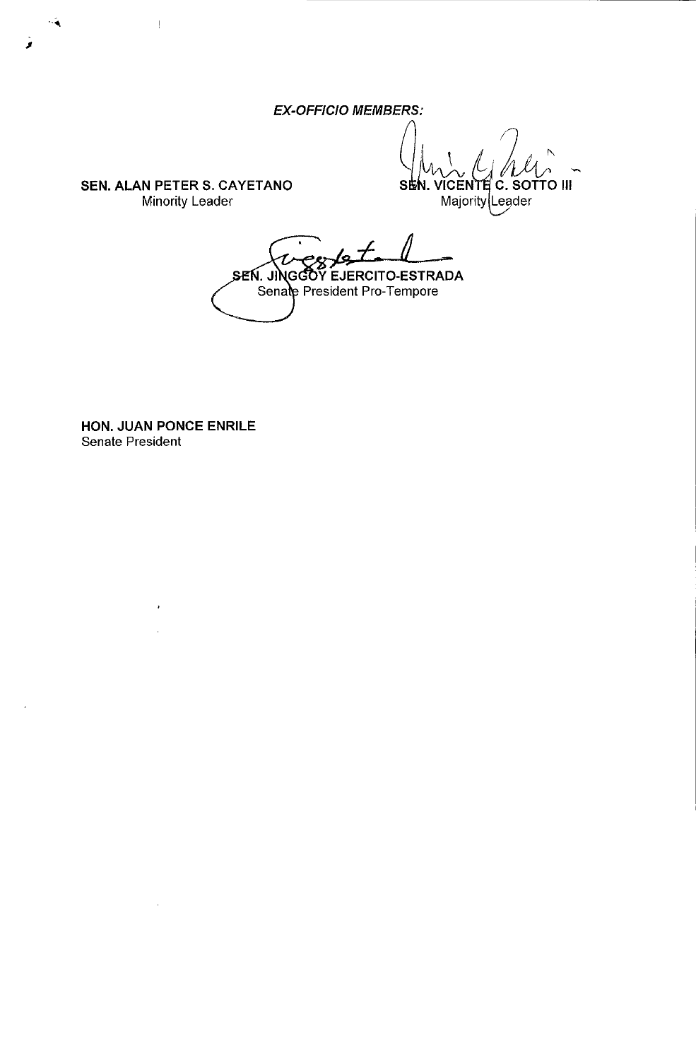***EX-OFFICIO MEMBERS:***

**SEN. ALAN PETER S. CAYETANO**
Minority Leader

**SEN. VICENTE C. SOTTO III**
Majority Leader

**SEN. JINGGOY EJERCITO-ESTRADA**
Senate President Pro-Tempore

**HON. JUAN PONCE ENRILE**
Senate President